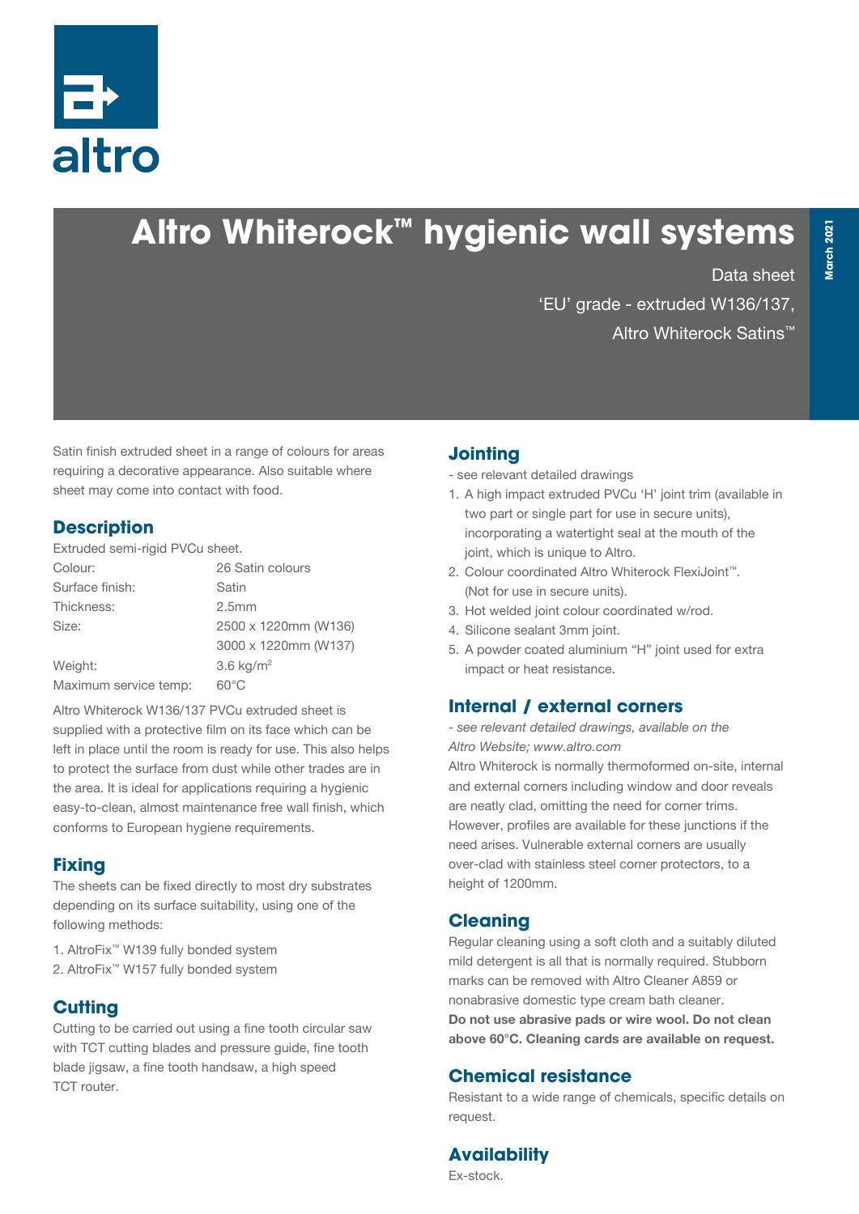altro

# Altro Whiterock™ hygienic wall systems

Data sheet

'EU' grade - extruded W136/137,

Altro Whiterock Satins™

March 2021

Satin finish extruded sheet in a range of colours for areas requiring a decorative appearance. Also suitable where sheet may come into contact with food.

## Description

Extruded semi-rigid PVCu sheet.

| | |
|---|---|
| Colour: | 26 Satin colours |
| Surface finish: | Satin |
| Thickness: | 2.5mm |
| Size: | 2500 x 1220mm (W136) |
| | 3000 x 1220mm (W137) |
| Weight: | 3.6 kg/m$^2$ |
| Maximum service temp: | 60°C |

Altro Whiterock W136/137 PVCu extruded sheet is supplied with a protective film on its face which can be left in place until the room is ready for use. This also helps to protect the surface from dust while other trades are in the area. It is ideal for applications requiring a hygienic easy-to-clean, almost maintenance free wall finish, which conforms to European hygiene requirements.

## Fixing

The sheets can be fixed directly to most dry substrates depending on its surface suitability, using one of the following methods:

1. AltroFix™ W139 fully bonded system
2. AltroFix™ W157 fully bonded system

## Cutting

Cutting to be carried out using a fine tooth circular saw with TCT cutting blades and pressure guide, fine tooth blade jigsaw, a fine tooth handsaw, a high speed TCT router.

## Jointing

- see relevant detailed drawings

1. A high impact extruded PVCu 'H' joint trim (available in two part or single part for use in secure units), incorporating a watertight seal at the mouth of the joint, which is unique to Altro.
2. Colour coordinated Altro Whiterock FlexiJoint™. (Not for use in secure units).
3. Hot welded joint colour coordinated w/rod.
4. Silicone sealant 3mm joint.
5. A powder coated aluminium "H" joint used for extra impact or heat resistance.

## Internal / external corners

*- see relevant detailed drawings, available on the Altro Website; www.altro.com*

Altro Whiterock is normally thermoformed on-site, internal and external corners including window and door reveals are neatly clad, omitting the need for corner trims. However, profiles are available for these junctions if the need arises. Vulnerable external corners are usually over-clad with stainless steel corner protectors, to a height of 1200mm.

## Cleaning

Regular cleaning using a soft cloth and a suitably diluted mild detergent is all that is normally required. Stubborn marks can be removed with Altro Cleaner A859 or nonabrasive domestic type cream bath cleaner.

**Do not use abrasive pads or wire wool. Do not clean above 60°C. Cleaning cards are available on request.**

## Chemical resistance

Resistant to a wide range of chemicals, specific details on request.

## Availability

Ex-stock.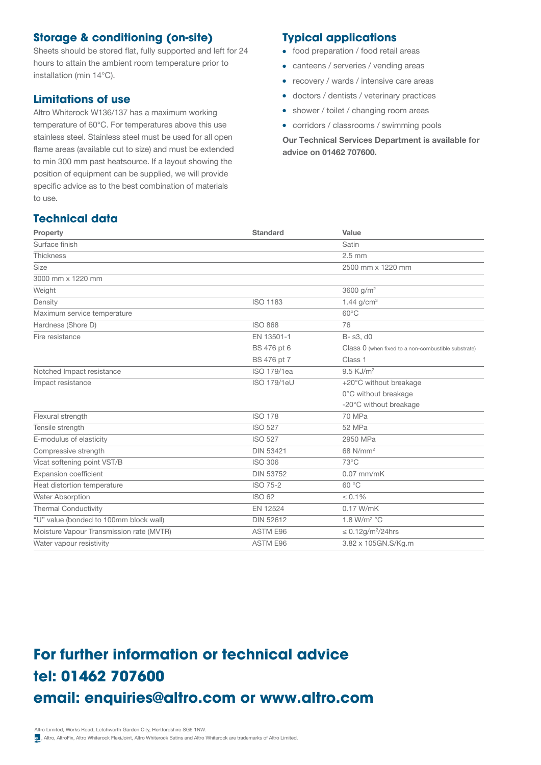## Storage & conditioning (on-site)

Sheets should be stored flat, fully supported and left for 24 hours to attain the ambient room temperature prior to installation (min 14°C).

## Limitations of use

Altro Whiterock W136/137 has a maximum working temperature of 60°C. For temperatures above this use stainless steel. Stainless steel must be used for all open flame areas (available cut to size) and must be extended to min 300 mm past heatsource. If a layout showing the position of equipment can be supplied, we will provide specific advice as to the best combination of materials to use.

## Typical applications

- food preparation / food retail areas
- canteens / serveries / vending areas
- recovery / wards / intensive care areas
- doctors / dentists / veterinary practices
- shower / toilet / changing room areas
- corridors / classrooms / swimming pools

**Our Technical Services Department is available for advice on 01462 707600.**

## Technical data

| Property | Standard | Value |
|---|---|---|
| Surface finish | | Satin |
| Thickness | | 2.5 mm |
| Size | | 2500 mm x 1220 mm |
| 3000 mm x 1220 mm | | |
| Weight | | 3600 g/m² |
| Density | ISO 1183 | 1.44 g/cm³ |
| Maximum service temperature | | 60°C |
| Hardness (Shore D) | ISO 868 | 76 |
| Fire resistance | EN 13501-1 | B- s3, d0 |
| | BS 476 pt 6 | Class 0 (when fixed to a non-combustible substrate) |
| | BS 476 pt 7 | Class 1 |
| Notched Impact resistance | ISO 179/1ea | 9.5 KJ/m² |
| Impact resistance | ISO 179/1eU | +20°C without breakage |
| | | 0°C without breakage |
| | | -20°C without breakage |
| Flexural strength | ISO 178 | 70 MPa |
| Tensile strength | ISO 527 | 52 MPa |
| E-modulus of elasticity | ISO 527 | 2950 MPa |
| Compressive strength | DIN 53421 | 68 N/mm² |
| Vicat softening point VST/B | ISO 306 | 73°C |
| Expansion coefficient | DIN 53752 | 0.07 mm/mK |
| Heat distortion temperature | ISO 75-2 | 60 °C |
| Water Absorption | ISO 62 | ≤ 0.1% |
| Thermal Conductivity | EN 12524 | 0.17 W/mK |
| "U" value (bonded to 100mm block wall) | DIN 52612 | 1.8 W/m² °C |
| Moisture Vapour Transmission rate (MVTR) | ASTM E96 | ≤ 0.12g/m²/24hrs |
| Water vapour resistivity | ASTM E96 | 3.82 x 105GN.S/Kg.m |

## For further information or technical advice
## tel: 01462 707600
## email: enquiries@altro.com or www.altro.com

Altro Limited, Works Road, Letchworth Garden City, Hertfordshire SG6 1NW.

Altro, AltroFix, Altro Whiterock FlexiJoint, Altro Whiterock Satins and Altro Whiterock are trademarks of Altro Limited.